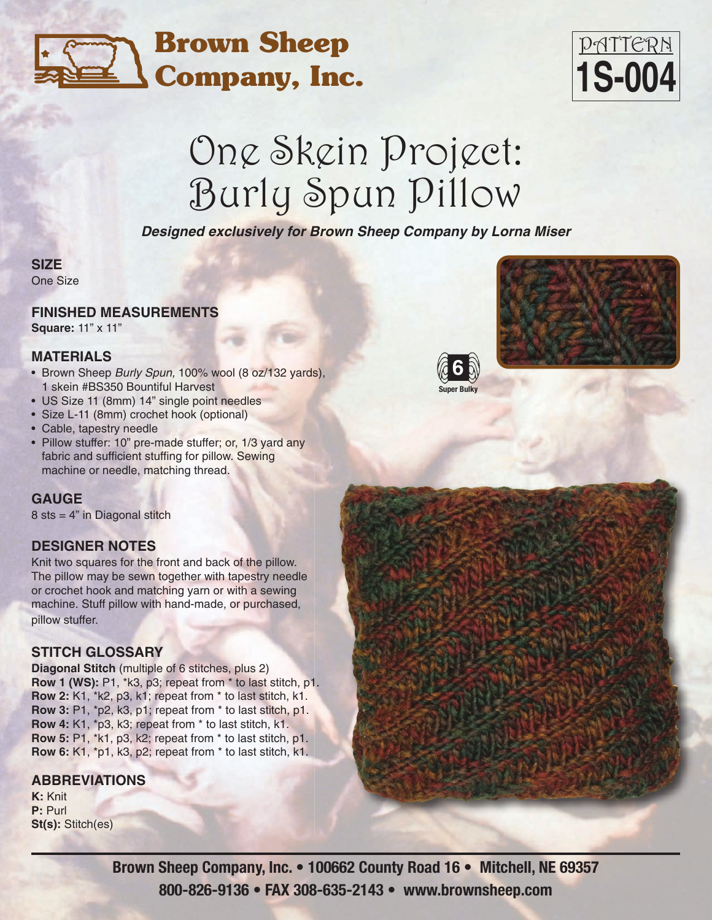# Brown Sheep Company, Inc.

PATTERN **1S-004**

# One Skein Project: Burly Spun Pillow

***Designed exclusively for Brown Sheep Company by Lorna Miser***

## SIZE

One Size

## FINISHED MEASUREMENTS

**Square:** 11" x 11"

## MATERIALS

- Brown Sheep *Burly Spun,* 100% wool (8 oz/132 yards), 1 skein #BS350 Bountiful Harvest
- US Size 11 (8mm) 14" single point needles
- Size L-11 (8mm) crochet hook (optional)
- Cable, tapestry needle
- Pillow stuffer: 10" pre-made stuffer; or, 1/3 yard any fabric and sufficient stuffing for pillow. Sewing machine or needle, matching thread.

6 Super Bulky

## GAUGE

8 sts = 4" in Diagonal stitch

## DESIGNER NOTES

Knit two squares for the front and back of the pillow. The pillow may be sewn together with tapestry needle or crochet hook and matching yarn or with a sewing machine. Stuff pillow with hand-made, or purchased, pillow stuffer.

## STITCH GLOSSARY

**Diagonal Stitch** (multiple of 6 stitches, plus 2)
**Row 1 (WS):** P1, *k3, p3; repeat from * to last stitch, p1.
**Row 2:** K1, *k2, p3, k1; repeat from * to last stitch, k1.
**Row 3:** P1, *p2, k3, p1; repeat from * to last stitch, p1.
**Row 4:** K1, *p3, k3; repeat from * to last stitch, k1.
**Row 5:** P1, *k1, p3, k2; repeat from * to last stitch, p1.
**Row 6:** K1, *p1, k3, p2; repeat from * to last stitch, k1.

## ABBREVIATIONS

**K:** Knit
**P:** Purl
**St(s):** Stitch(es)

**Brown Sheep Company, Inc. • 100662 County Road 16 • Mitchell, NE 69357**
**800-826-9136 • FAX 308-635-2143 • www.brownsheep.com**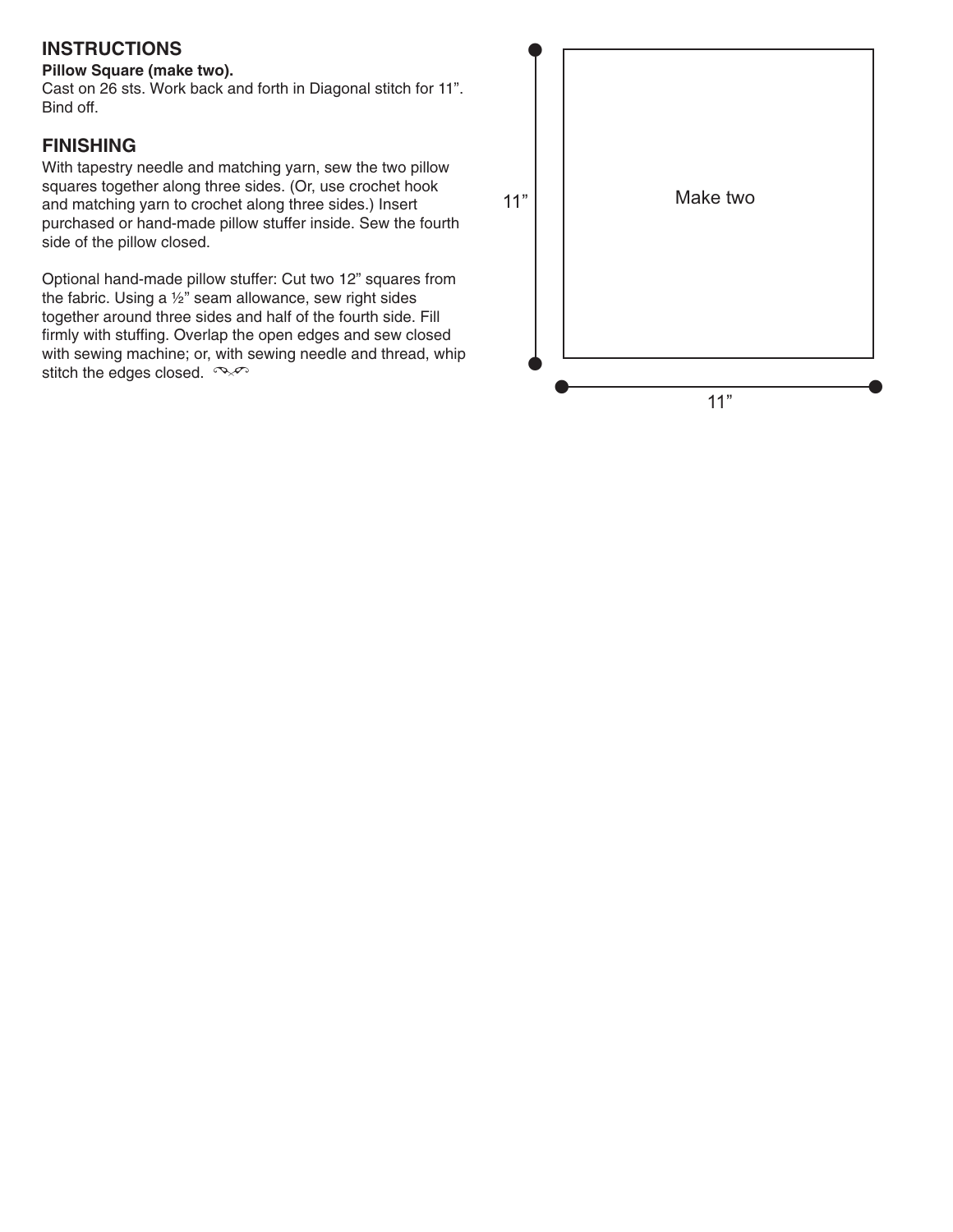## INSTRUCTIONS

**Pillow Square (make two).**

Cast on 26 sts. Work back and forth in Diagonal stitch for 11”. Bind off.

## FINISHING

With tapestry needle and matching yarn, sew the two pillow squares together along three sides. (Or, use crochet hook and matching yarn to crochet along three sides.) Insert purchased or hand-made pillow stuffer inside. Sew the fourth side of the pillow closed.

Optional hand-made pillow stuffer: Cut two 12” squares from the fabric. Using a ½” seam allowance, sew right sides together around three sides and half of the fourth side. Fill firmly with stuffing. Overlap the open edges and sew closed with sewing machine; or, with sewing needle and thread, whip stitch the edges closed.

11”

Make two

11”